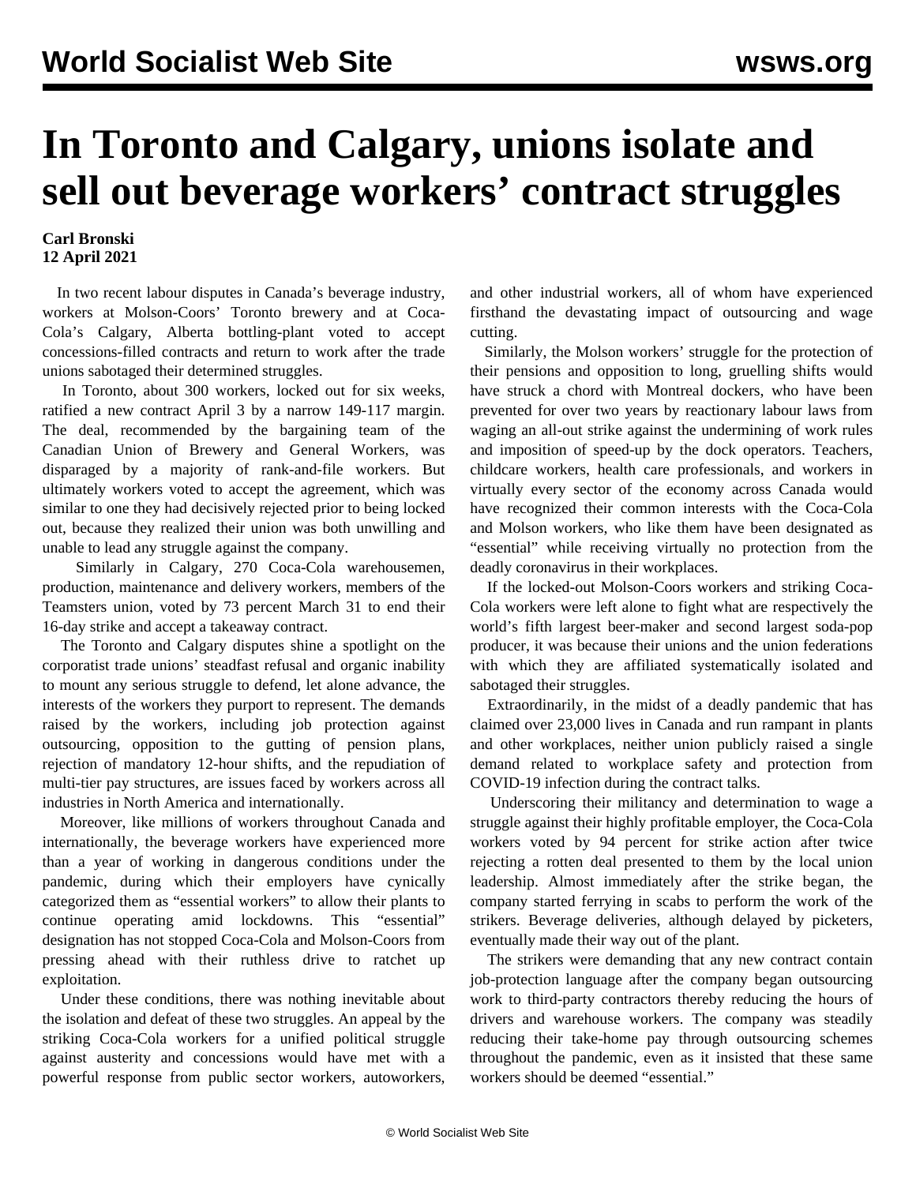# In Toronto and Calgary, unions isolate and sell out beverage workers' contract struggles

**Carl Bronski**
**12 April 2021**

In two recent labour disputes in Canada's beverage industry, workers at Molson-Coors' Toronto brewery and at Coca-Cola's Calgary, Alberta bottling-plant voted to accept concessions-filled contracts and return to work after the trade unions sabotaged their determined struggles.

In Toronto, about 300 workers, locked out for six weeks, ratified a new contract April 3 by a narrow 149-117 margin. The deal, recommended by the bargaining team of the Canadian Union of Brewery and General Workers, was disparaged by a majority of rank-and-file workers. But ultimately workers voted to accept the agreement, which was similar to one they had decisively rejected prior to being locked out, because they realized their union was both unwilling and unable to lead any struggle against the company.

Similarly in Calgary, 270 Coca-Cola warehousemen, production, maintenance and delivery workers, members of the Teamsters union, voted by 73 percent March 31 to end their 16-day strike and accept a takeaway contract.

The Toronto and Calgary disputes shine a spotlight on the corporatist trade unions' steadfast refusal and organic inability to mount any serious struggle to defend, let alone advance, the interests of the workers they purport to represent. The demands raised by the workers, including job protection against outsourcing, opposition to the gutting of pension plans, rejection of mandatory 12-hour shifts, and the repudiation of multi-tier pay structures, are issues faced by workers across all industries in North America and internationally.

Moreover, like millions of workers throughout Canada and internationally, the beverage workers have experienced more than a year of working in dangerous conditions under the pandemic, during which their employers have cynically categorized them as "essential workers" to allow their plants to continue operating amid lockdowns. This "essential" designation has not stopped Coca-Cola and Molson-Coors from pressing ahead with their ruthless drive to ratchet up exploitation.

Under these conditions, there was nothing inevitable about the isolation and defeat of these two struggles. An appeal by the striking Coca-Cola workers for a unified political struggle against austerity and concessions would have met with a powerful response from public sector workers, autoworkers, and other industrial workers, all of whom have experienced firsthand the devastating impact of outsourcing and wage cutting.

Similarly, the Molson workers' struggle for the protection of their pensions and opposition to long, gruelling shifts would have struck a chord with Montreal dockers, who have been prevented for over two years by reactionary labour laws from waging an all-out strike against the undermining of work rules and imposition of speed-up by the dock operators. Teachers, childcare workers, health care professionals, and workers in virtually every sector of the economy across Canada would have recognized their common interests with the Coca-Cola and Molson workers, who like them have been designated as "essential" while receiving virtually no protection from the deadly coronavirus in their workplaces.

If the locked-out Molson-Coors workers and striking Coca-Cola workers were left alone to fight what are respectively the world's fifth largest beer-maker and second largest soda-pop producer, it was because their unions and the union federations with which they are affiliated systematically isolated and sabotaged their struggles.

Extraordinarily, in the midst of a deadly pandemic that has claimed over 23,000 lives in Canada and run rampant in plants and other workplaces, neither union publicly raised a single demand related to workplace safety and protection from COVID-19 infection during the contract talks.

Underscoring their militancy and determination to wage a struggle against their highly profitable employer, the Coca-Cola workers voted by 94 percent for strike action after twice rejecting a rotten deal presented to them by the local union leadership. Almost immediately after the strike began, the company started ferrying in scabs to perform the work of the strikers. Beverage deliveries, although delayed by picketers, eventually made their way out of the plant.

The strikers were demanding that any new contract contain job-protection language after the company began outsourcing work to third-party contractors thereby reducing the hours of drivers and warehouse workers. The company was steadily reducing their take-home pay through outsourcing schemes throughout the pandemic, even as it insisted that these same workers should be deemed "essential."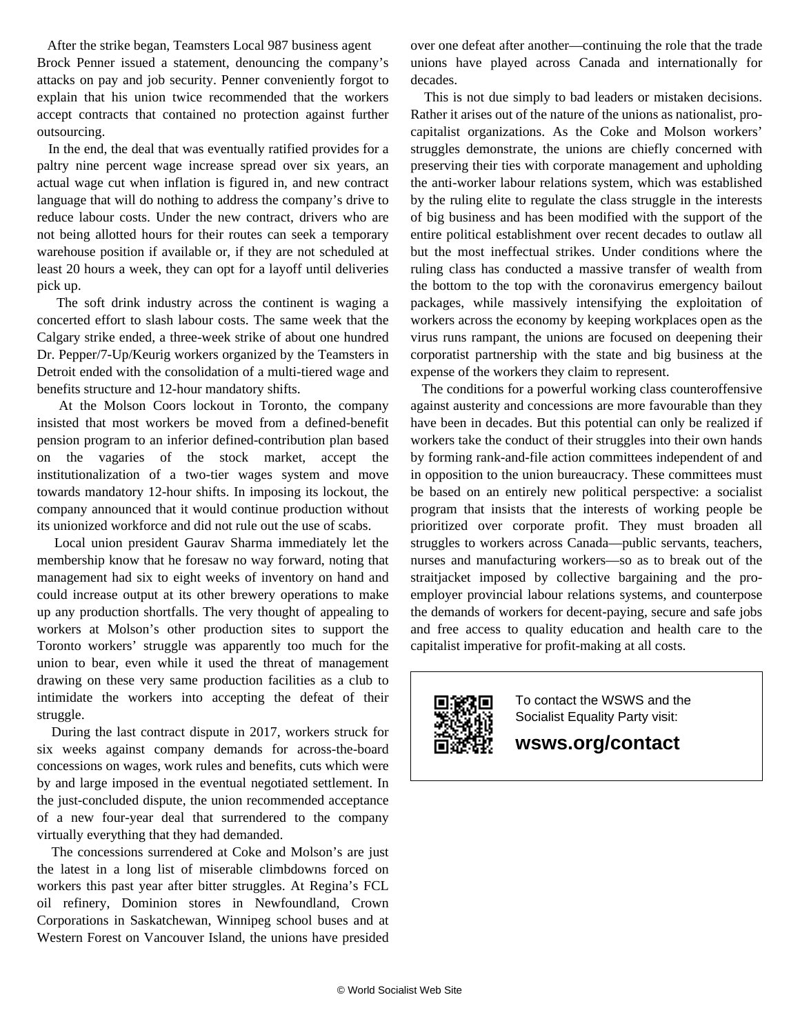After the strike began, Teamsters Local 987 business agent Brock Penner issued a statement, denouncing the company's attacks on pay and job security. Penner conveniently forgot to explain that his union twice recommended that the workers accept contracts that contained no protection against further outsourcing.

In the end, the deal that was eventually ratified provides for a paltry nine percent wage increase spread over six years, an actual wage cut when inflation is figured in, and new contract language that will do nothing to address the company's drive to reduce labour costs. Under the new contract, drivers who are not being allotted hours for their routes can seek a temporary warehouse position if available or, if they are not scheduled at least 20 hours a week, they can opt for a layoff until deliveries pick up.

The soft drink industry across the continent is waging a concerted effort to slash labour costs. The same week that the Calgary strike ended, a three-week strike of about one hundred Dr. Pepper/7-Up/Keurig workers organized by the Teamsters in Detroit ended with the consolidation of a multi-tiered wage and benefits structure and 12-hour mandatory shifts.

At the Molson Coors lockout in Toronto, the company insisted that most workers be moved from a defined-benefit pension program to an inferior defined-contribution plan based on the vagaries of the stock market, accept the institutionalization of a two-tier wages system and move towards mandatory 12-hour shifts. In imposing its lockout, the company announced that it would continue production without its unionized workforce and did not rule out the use of scabs.

Local union president Gaurav Sharma immediately let the membership know that he foresaw no way forward, noting that management had six to eight weeks of inventory on hand and could increase output at its other brewery operations to make up any production shortfalls. The very thought of appealing to workers at Molson's other production sites to support the Toronto workers' struggle was apparently too much for the union to bear, even while it used the threat of management drawing on these very same production facilities as a club to intimidate the workers into accepting the defeat of their struggle.

During the last contract dispute in 2017, workers struck for six weeks against company demands for across-the-board concessions on wages, work rules and benefits, cuts which were by and large imposed in the eventual negotiated settlement. In the just-concluded dispute, the union recommended acceptance of a new four-year deal that surrendered to the company virtually everything that they had demanded.

The concessions surrendered at Coke and Molson's are just the latest in a long list of miserable climbdowns forced on workers this past year after bitter struggles. At Regina's FCL oil refinery, Dominion stores in Newfoundland, Crown Corporations in Saskatchewan, Winnipeg school buses and at Western Forest on Vancouver Island, the unions have presided over one defeat after another—continuing the role that the trade unions have played across Canada and internationally for decades.

This is not due simply to bad leaders or mistaken decisions. Rather it arises out of the nature of the unions as nationalist, pro-capitalist organizations. As the Coke and Molson workers' struggles demonstrate, the unions are chiefly concerned with preserving their ties with corporate management and upholding the anti-worker labour relations system, which was established by the ruling elite to regulate the class struggle in the interests of big business and has been modified with the support of the entire political establishment over recent decades to outlaw all but the most ineffectual strikes. Under conditions where the ruling class has conducted a massive transfer of wealth from the bottom to the top with the coronavirus emergency bailout packages, while massively intensifying the exploitation of workers across the economy by keeping workplaces open as the virus runs rampant, the unions are focused on deepening their corporatist partnership with the state and big business at the expense of the workers they claim to represent.

The conditions for a powerful working class counteroffensive against austerity and concessions are more favourable than they have been in decades. But this potential can only be realized if workers take the conduct of their struggles into their own hands by forming rank-and-file action committees independent of and in opposition to the union bureaucracy. These committees must be based on an entirely new political perspective: a socialist program that insists that the interests of working people be prioritized over corporate profit. They must broaden all struggles to workers across Canada—public servants, teachers, nurses and manufacturing workers—so as to break out of the straitjacket imposed by collective bargaining and the pro-employer provincial labour relations systems, and counterpose the demands of workers for decent-paying, secure and safe jobs and free access to quality education and health care to the capitalist imperative for profit-making at all costs.

To contact the WSWS and the Socialist Equality Party visit:

**wsws.org/contact**